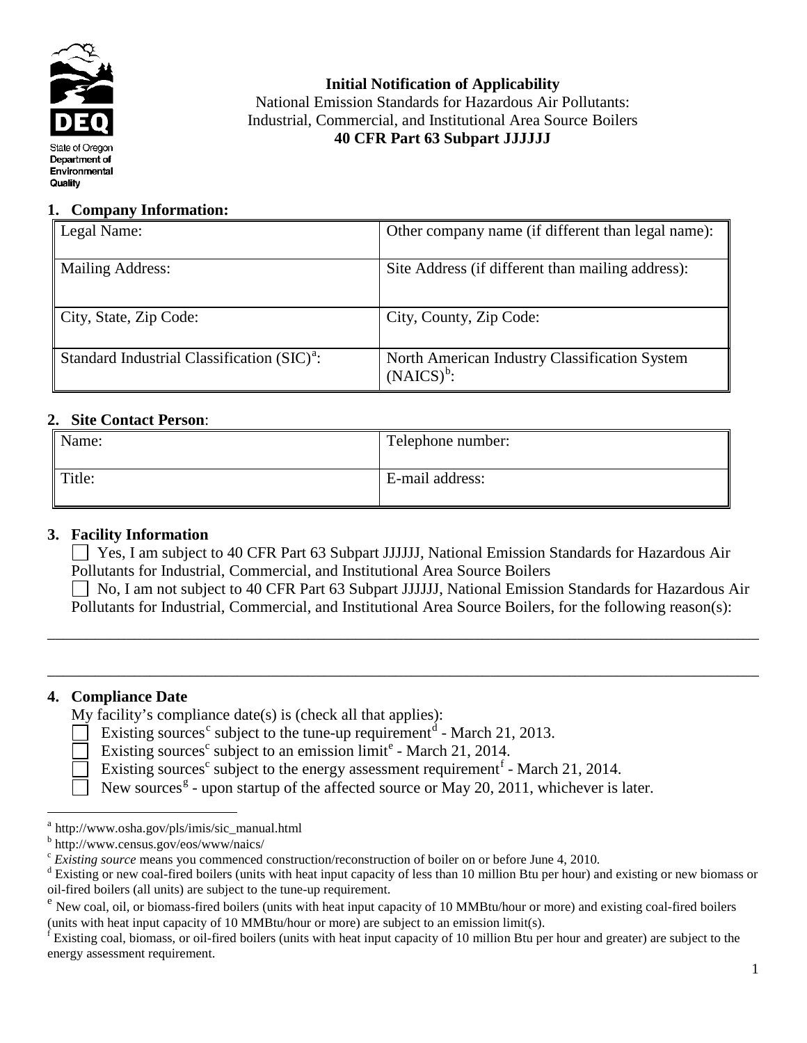State of Oregon
Department of Environmental Quality

**Initial Notification of Applicability**
National Emission Standards for Hazardous Air Pollutants:
Industrial, Commercial, and Institutional Area Source Boilers
**40 CFR Part 63 Subpart JJJJJJ**

## 1. Company Information:

| Legal Name: | Other company name (if different than legal name): |
|---|---|
| Mailing Address: | Site Address (if different than mailing address): |
| City, State, Zip Code: | City, County, Zip Code: |
| Standard Industrial Classification (SIC)[a]: | North American Industry Classification System (NAICS)[b]: |

## 2. Site Contact Person:

| Name: | Telephone number: |
|---|---|
| Title: | E-mail address: |

## 3. Facility Information

☐ Yes, I am subject to 40 CFR Part 63 Subpart JJJJJJ, National Emission Standards for Hazardous Air Pollutants for Industrial, Commercial, and Institutional Area Source Boilers

☐ No, I am not subject to 40 CFR Part 63 Subpart JJJJJJ, National Emission Standards for Hazardous Air Pollutants for Industrial, Commercial, and Institutional Area Source Boilers, for the following reason(s):

\_\_\_\_\_\_\_\_\_\_\_\_\_\_\_\_\_\_\_\_\_\_\_\_\_\_\_\_\_\_\_\_\_\_\_\_\_\_\_\_\_\_\_\_\_\_\_\_\_\_\_\_\_\_\_\_\_\_\_\_\_\_\_\_\_\_\_\_\_\_\_\_\_\_\_\_\_\_

\_\_\_\_\_\_\_\_\_\_\_\_\_\_\_\_\_\_\_\_\_\_\_\_\_\_\_\_\_\_\_\_\_\_\_\_\_\_\_\_\_\_\_\_\_\_\_\_\_\_\_\_\_\_\_\_\_\_\_\_\_\_\_\_\_\_\_\_\_\_\_\_\_\_\_\_\_\_

## 4. Compliance Date

My facility's compliance date(s) is (check all that applies):

☐ Existing sources[c] subject to the tune-up requirement[d] - March 21, 2013.

☐ Existing sources[c] subject to an emission limit[e] - March 21, 2014.

☐ Existing sources[c] subject to the energy assessment requirement[f] - March 21, 2014.

☐ New sources[g] - upon startup of the affected source or May 20, 2011, whichever is later.

---

[a] http://www.osha.gov/pls/imis/sic_manual.html

[b] http://www.census.gov/eos/www/naics/

[c] *Existing source* means you commenced construction/reconstruction of boiler on or before June 4, 2010.

[d] Existing or new coal-fired boilers (units with heat input capacity of less than 10 million Btu per hour) and existing or new biomass or oil-fired boilers (all units) are subject to the tune-up requirement.

[e] New coal, oil, or biomass-fired boilers (units with heat input capacity of 10 MMBtu/hour or more) and existing coal-fired boilers (units with heat input capacity of 10 MMBtu/hour or more) are subject to an emission limit(s).

[f] Existing coal, biomass, or oil-fired boilers (units with heat input capacity of 10 million Btu per hour and greater) are subject to the energy assessment requirement.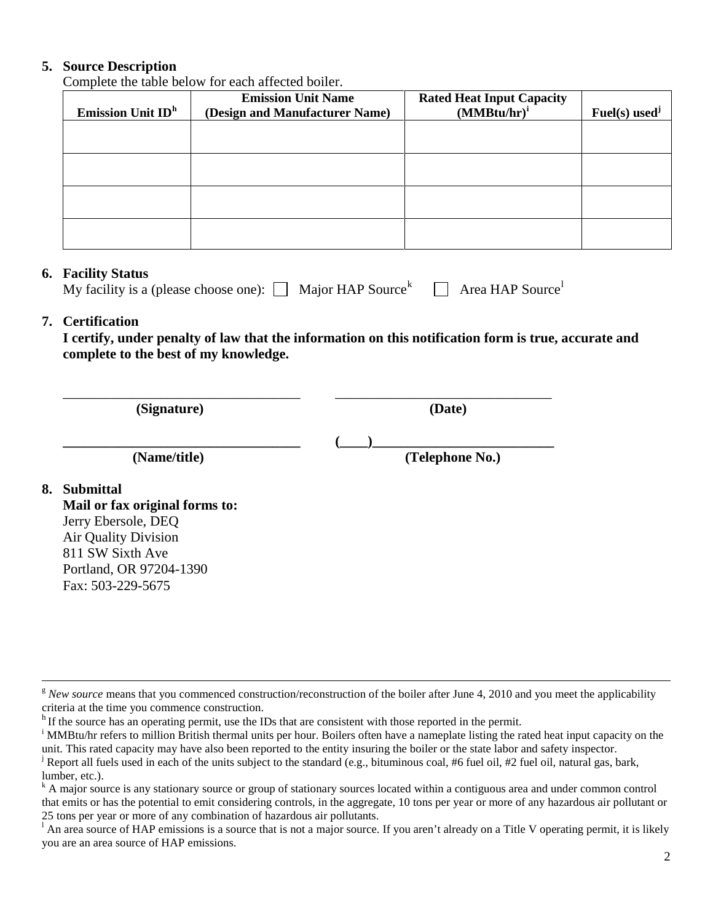**5. Source Description**

Complete the table below for each affected boiler.

| Emission Unit ID[h] | Emission Unit Name (Design and Manufacturer Name) | Rated Heat Input Capacity (MMBtu/hr)[i] | Fuel(s) used[j] |
|---|---|---|---|
| | | | |
| | | | |
| | | | |
| | | | |

**6. Facility Status**

My facility is a (please choose one): ☐ Major HAP Source[k] ☐ Area HAP Source[l]

**7. Certification**

**I certify, under penalty of law that the information on this notification form is true, accurate and complete to the best of my knowledge.**

___________________________________ ________________________________

**(Signature)** **(Date)**

___________________________________ (____)__________________________

**(Name/title)** **(Telephone No.)**

**8. Submittal**

**Mail or fax original forms to:**

Jerry Ebersole, DEQ
Air Quality Division
811 SW Sixth Ave
Portland, OR 97204-1390
Fax: 503-229-5675

---

[g] *New source* means that you commenced construction/reconstruction of the boiler after June 4, 2010 and you meet the applicability criteria at the time you commence construction.

[h] If the source has an operating permit, use the IDs that are consistent with those reported in the permit.

[i] MMBtu/hr refers to million British thermal units per hour. Boilers often have a nameplate listing the rated heat input capacity on the unit. This rated capacity may have also been reported to the entity insuring the boiler or the state labor and safety inspector.

[j] Report all fuels used in each of the units subject to the standard (e.g., bituminous coal, #6 fuel oil, #2 fuel oil, natural gas, bark, lumber, etc.).

[k] A major source is any stationary source or group of stationary sources located within a contiguous area and under common control that emits or has the potential to emit considering controls, in the aggregate, 10 tons per year or more of any hazardous air pollutant or 25 tons per year or more of any combination of hazardous air pollutants.

[l] An area source of HAP emissions is a source that is not a major source. If you aren't already on a Title V operating permit, it is likely you are an area source of HAP emissions.